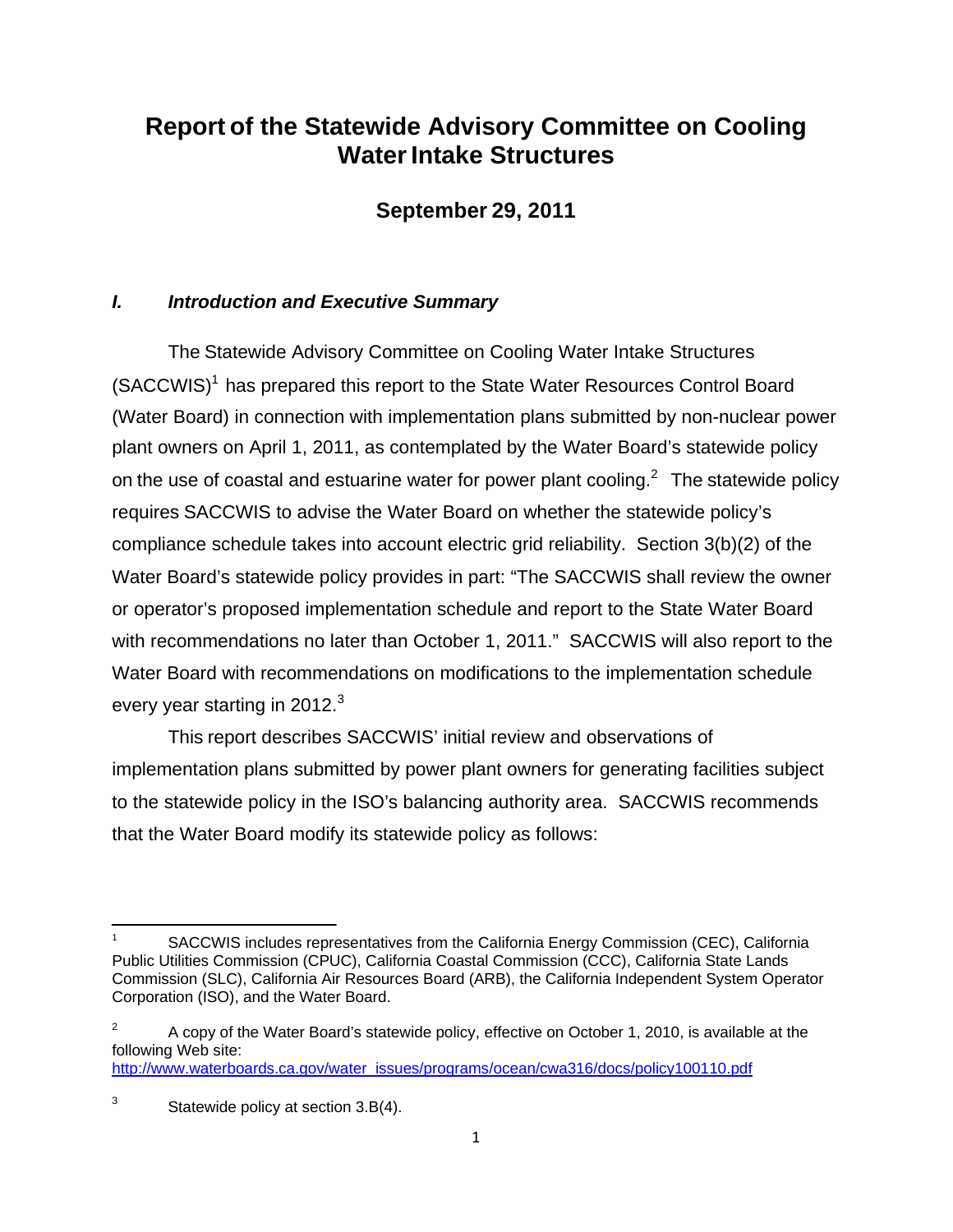# Report of the Statewide Advisory Committee on Cooling Water Intake Structures

## September 29, 2011

### *I. Introduction and Executive Summary*

The Statewide Advisory Committee on Cooling Water Intake Structures (SACCWIS)[1] has prepared this report to the State Water Resources Control Board (Water Board) in connection with implementation plans submitted by non-nuclear power plant owners on April 1, 2011, as contemplated by the Water Board's statewide policy on the use of coastal and estuarine water for power plant cooling.[2] The statewide policy requires SACCWIS to advise the Water Board on whether the statewide policy's compliance schedule takes into account electric grid reliability. Section 3(b)(2) of the Water Board's statewide policy provides in part: "The SACCWIS shall review the owner or operator's proposed implementation schedule and report to the State Water Board with recommendations no later than October 1, 2011." SACCWIS will also report to the Water Board with recommendations on modifications to the implementation schedule every year starting in 2012.[3]

This report describes SACCWIS' initial review and observations of implementation plans submitted by power plant owners for generating facilities subject to the statewide policy in the ISO's balancing authority area. SACCWIS recommends that the Water Board modify its statewide policy as follows:

---

[1] SACCWIS includes representatives from the California Energy Commission (CEC), California Public Utilities Commission (CPUC), California Coastal Commission (CCC), California State Lands Commission (SLC), California Air Resources Board (ARB), the California Independent System Operator Corporation (ISO), and the Water Board.

[2] A copy of the Water Board's statewide policy, effective on October 1, 2010, is available at the following Web site: http://www.waterboards.ca.gov/water_issues/programs/ocean/cwa316/docs/policy100110.pdf

[3] Statewide policy at section 3.B(4).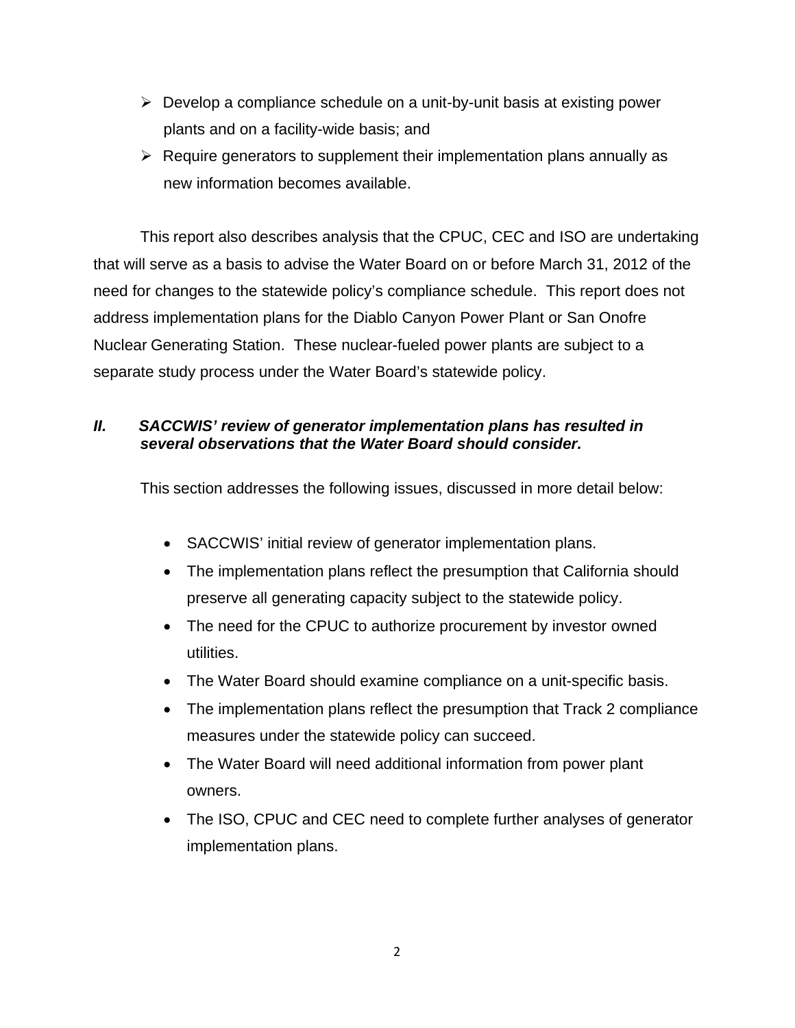- Develop a compliance schedule on a unit-by-unit basis at existing power plants and on a facility-wide basis; and
- Require generators to supplement their implementation plans annually as new information becomes available.

This report also describes analysis that the CPUC, CEC and ISO are undertaking that will serve as a basis to advise the Water Board on or before March 31, 2012 of the need for changes to the statewide policy's compliance schedule. This report does not address implementation plans for the Diablo Canyon Power Plant or San Onofre Nuclear Generating Station. These nuclear-fueled power plants are subject to a separate study process under the Water Board's statewide policy.

## *II. SACCWIS' review of generator implementation plans has resulted in several observations that the Water Board should consider.*

This section addresses the following issues, discussed in more detail below:

- SACCWIS' initial review of generator implementation plans.
- The implementation plans reflect the presumption that California should preserve all generating capacity subject to the statewide policy.
- The need for the CPUC to authorize procurement by investor owned utilities.
- The Water Board should examine compliance on a unit-specific basis.
- The implementation plans reflect the presumption that Track 2 compliance measures under the statewide policy can succeed.
- The Water Board will need additional information from power plant owners.
- The ISO, CPUC and CEC need to complete further analyses of generator implementation plans.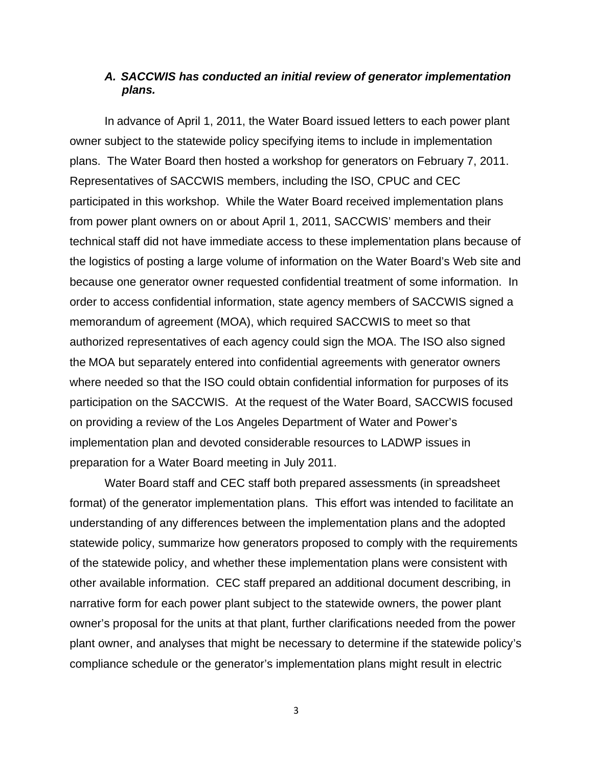### *A. SACCWIS has conducted an initial review of generator implementation plans.*

In advance of April 1, 2011, the Water Board issued letters to each power plant owner subject to the statewide policy specifying items to include in implementation plans. The Water Board then hosted a workshop for generators on February 7, 2011. Representatives of SACCWIS members, including the ISO, CPUC and CEC participated in this workshop. While the Water Board received implementation plans from power plant owners on or about April 1, 2011, SACCWIS' members and their technical staff did not have immediate access to these implementation plans because of the logistics of posting a large volume of information on the Water Board's Web site and because one generator owner requested confidential treatment of some information. In order to access confidential information, state agency members of SACCWIS signed a memorandum of agreement (MOA), which required SACCWIS to meet so that authorized representatives of each agency could sign the MOA. The ISO also signed the MOA but separately entered into confidential agreements with generator owners where needed so that the ISO could obtain confidential information for purposes of its participation on the SACCWIS. At the request of the Water Board, SACCWIS focused on providing a review of the Los Angeles Department of Water and Power's implementation plan and devoted considerable resources to LADWP issues in preparation for a Water Board meeting in July 2011.

Water Board staff and CEC staff both prepared assessments (in spreadsheet format) of the generator implementation plans. This effort was intended to facilitate an understanding of any differences between the implementation plans and the adopted statewide policy, summarize how generators proposed to comply with the requirements of the statewide policy, and whether these implementation plans were consistent with other available information. CEC staff prepared an additional document describing, in narrative form for each power plant subject to the statewide owners, the power plant owner's proposal for the units at that plant, further clarifications needed from the power plant owner, and analyses that might be necessary to determine if the statewide policy's compliance schedule or the generator's implementation plans might result in electric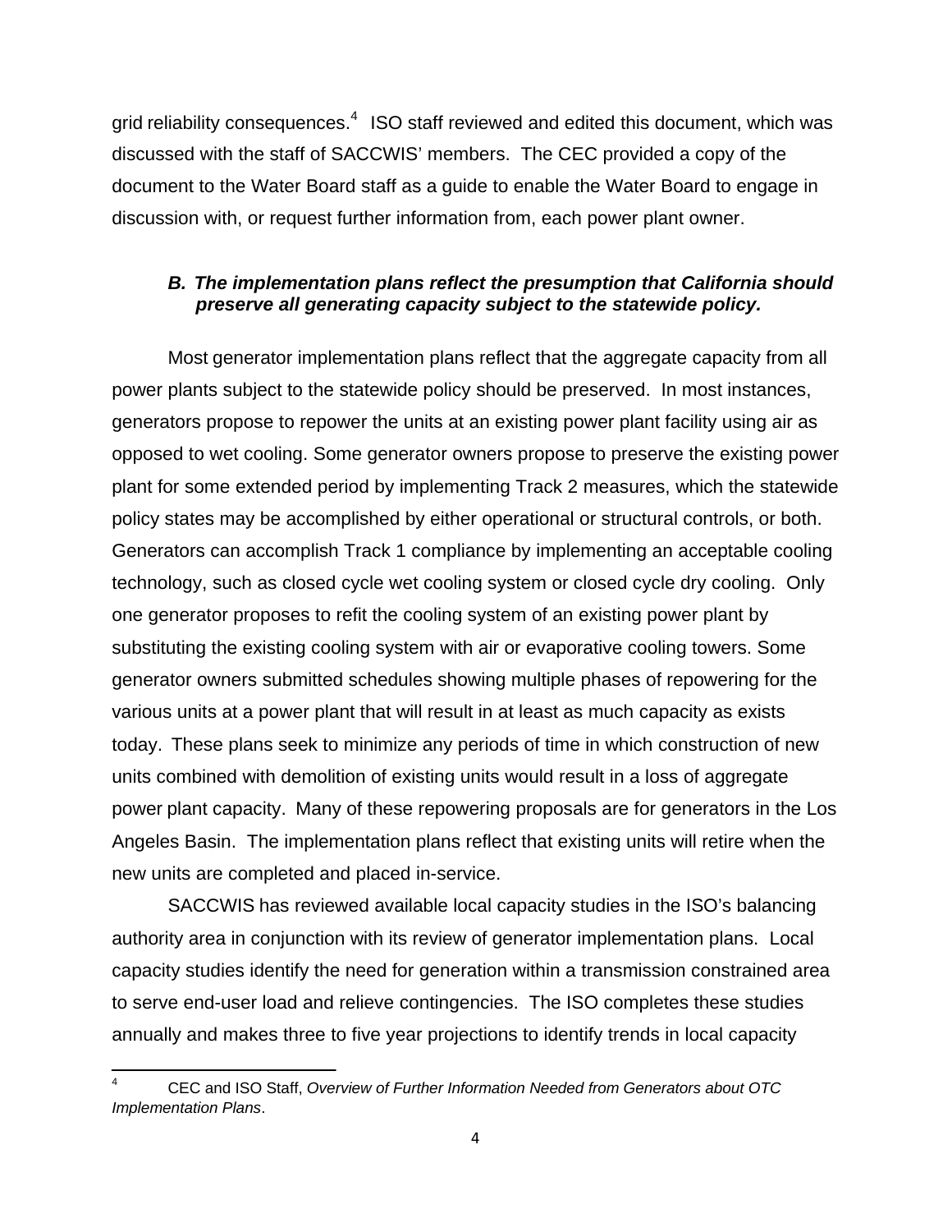grid reliability consequences.[4] ISO staff reviewed and edited this document, which was discussed with the staff of SACCWIS' members. The CEC provided a copy of the document to the Water Board staff as a guide to enable the Water Board to engage in discussion with, or request further information from, each power plant owner.

### *B. The implementation plans reflect the presumption that California should preserve all generating capacity subject to the statewide policy.*

Most generator implementation plans reflect that the aggregate capacity from all power plants subject to the statewide policy should be preserved. In most instances, generators propose to repower the units at an existing power plant facility using air as opposed to wet cooling. Some generator owners propose to preserve the existing power plant for some extended period by implementing Track 2 measures, which the statewide policy states may be accomplished by either operational or structural controls, or both. Generators can accomplish Track 1 compliance by implementing an acceptable cooling technology, such as closed cycle wet cooling system or closed cycle dry cooling. Only one generator proposes to refit the cooling system of an existing power plant by substituting the existing cooling system with air or evaporative cooling towers. Some generator owners submitted schedules showing multiple phases of repowering for the various units at a power plant that will result in at least as much capacity as exists today. These plans seek to minimize any periods of time in which construction of new units combined with demolition of existing units would result in a loss of aggregate power plant capacity. Many of these repowering proposals are for generators in the Los Angeles Basin. The implementation plans reflect that existing units will retire when the new units are completed and placed in-service.

SACCWIS has reviewed available local capacity studies in the ISO's balancing authority area in conjunction with its review of generator implementation plans. Local capacity studies identify the need for generation within a transmission constrained area to serve end-user load and relieve contingencies. The ISO completes these studies annually and makes three to five year projections to identify trends in local capacity

---

[4] CEC and ISO Staff, *Overview of Further Information Needed from Generators about OTC Implementation Plans*.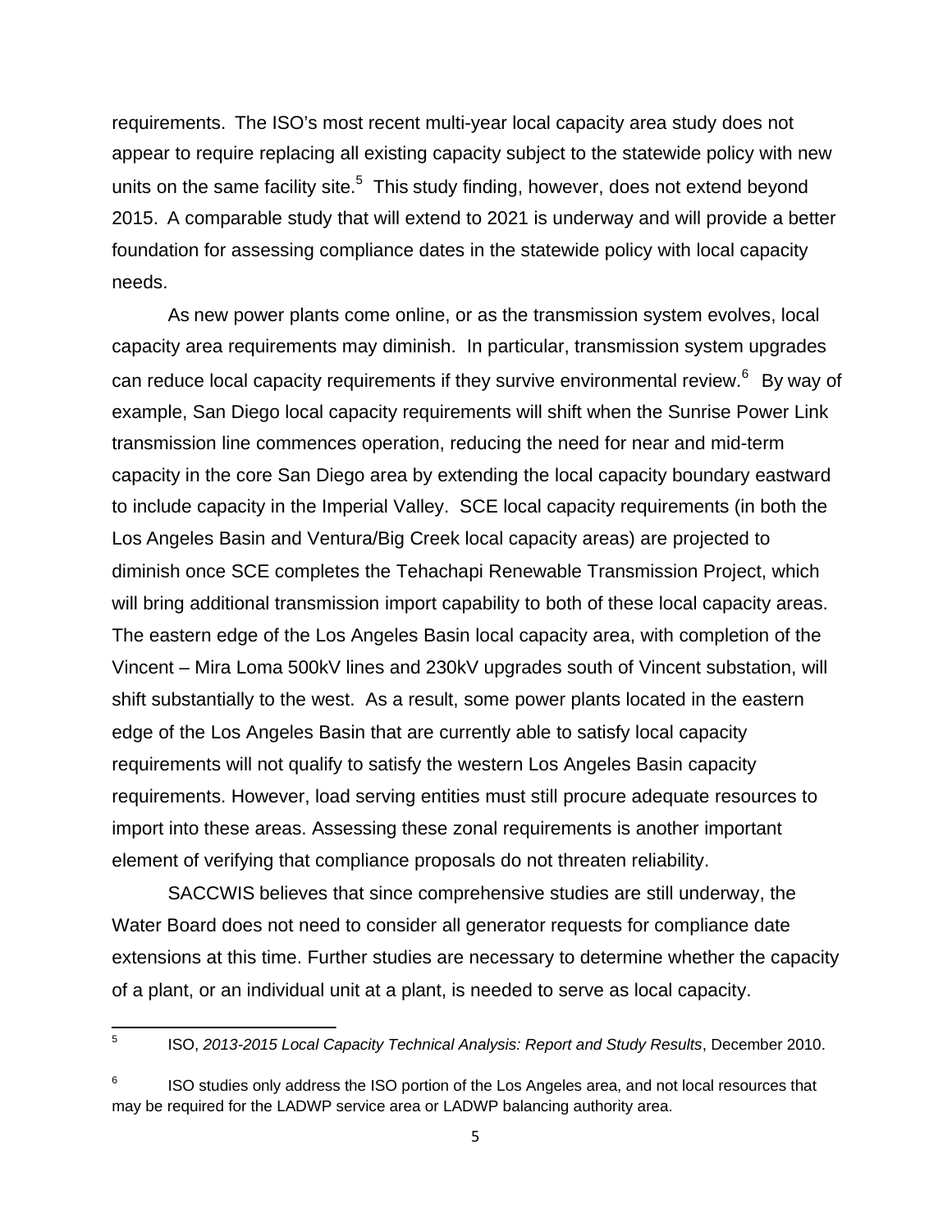requirements. The ISO's most recent multi-year local capacity area study does not appear to require replacing all existing capacity subject to the statewide policy with new units on the same facility site.[5] This study finding, however, does not extend beyond 2015. A comparable study that will extend to 2021 is underway and will provide a better foundation for assessing compliance dates in the statewide policy with local capacity needs.

As new power plants come online, or as the transmission system evolves, local capacity area requirements may diminish. In particular, transmission system upgrades can reduce local capacity requirements if they survive environmental review.[6] By way of example, San Diego local capacity requirements will shift when the Sunrise Power Link transmission line commences operation, reducing the need for near and mid-term capacity in the core San Diego area by extending the local capacity boundary eastward to include capacity in the Imperial Valley. SCE local capacity requirements (in both the Los Angeles Basin and Ventura/Big Creek local capacity areas) are projected to diminish once SCE completes the Tehachapi Renewable Transmission Project, which will bring additional transmission import capability to both of these local capacity areas. The eastern edge of the Los Angeles Basin local capacity area, with completion of the Vincent – Mira Loma 500kV lines and 230kV upgrades south of Vincent substation, will shift substantially to the west. As a result, some power plants located in the eastern edge of the Los Angeles Basin that are currently able to satisfy local capacity requirements will not qualify to satisfy the western Los Angeles Basin capacity requirements. However, load serving entities must still procure adequate resources to import into these areas. Assessing these zonal requirements is another important element of verifying that compliance proposals do not threaten reliability.

SACCWIS believes that since comprehensive studies are still underway, the Water Board does not need to consider all generator requests for compliance date extensions at this time. Further studies are necessary to determine whether the capacity of a plant, or an individual unit at a plant, is needed to serve as local capacity.

---

[5] ISO, *2013-2015 Local Capacity Technical Analysis: Report and Study Results*, December 2010.

[6] ISO studies only address the ISO portion of the Los Angeles area, and not local resources that may be required for the LADWP service area or LADWP balancing authority area.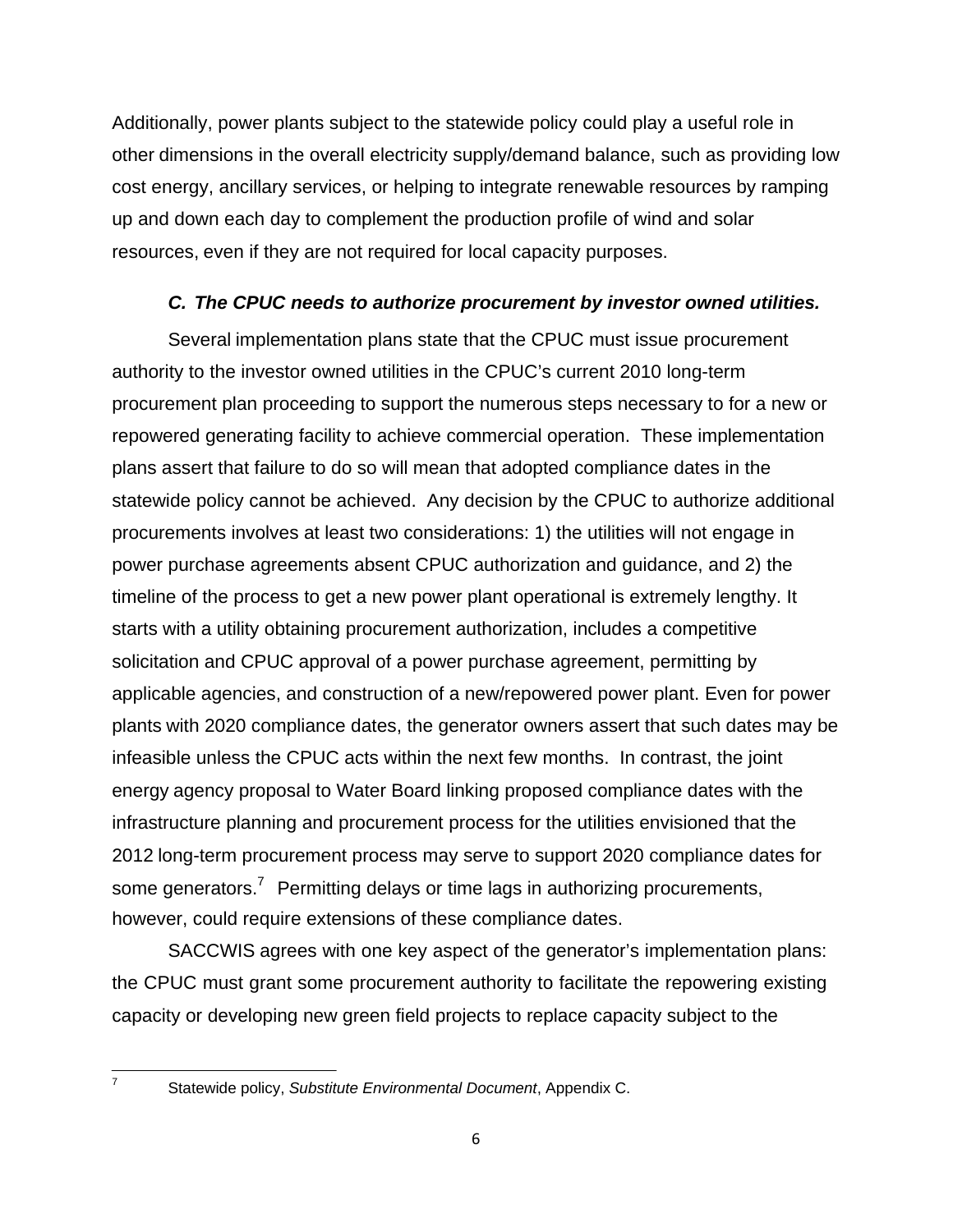Additionally, power plants subject to the statewide policy could play a useful role in other dimensions in the overall electricity supply/demand balance, such as providing low cost energy, ancillary services, or helping to integrate renewable resources by ramping up and down each day to complement the production profile of wind and solar resources, even if they are not required for local capacity purposes.

### ***C. The CPUC needs to authorize procurement by investor owned utilities.***

Several implementation plans state that the CPUC must issue procurement authority to the investor owned utilities in the CPUC's current 2010 long-term procurement plan proceeding to support the numerous steps necessary to for a new or repowered generating facility to achieve commercial operation. These implementation plans assert that failure to do so will mean that adopted compliance dates in the statewide policy cannot be achieved. Any decision by the CPUC to authorize additional procurements involves at least two considerations: 1) the utilities will not engage in power purchase agreements absent CPUC authorization and guidance, and 2) the timeline of the process to get a new power plant operational is extremely lengthy. It starts with a utility obtaining procurement authorization, includes a competitive solicitation and CPUC approval of a power purchase agreement, permitting by applicable agencies, and construction of a new/repowered power plant. Even for power plants with 2020 compliance dates, the generator owners assert that such dates may be infeasible unless the CPUC acts within the next few months. In contrast, the joint energy agency proposal to Water Board linking proposed compliance dates with the infrastructure planning and procurement process for the utilities envisioned that the 2012 long-term procurement process may serve to support 2020 compliance dates for some generators.[7] Permitting delays or time lags in authorizing procurements, however, could require extensions of these compliance dates.

SACCWIS agrees with one key aspect of the generator's implementation plans: the CPUC must grant some procurement authority to facilitate the repowering existing capacity or developing new green field projects to replace capacity subject to the

---

[7] Statewide policy, *Substitute Environmental Document*, Appendix C.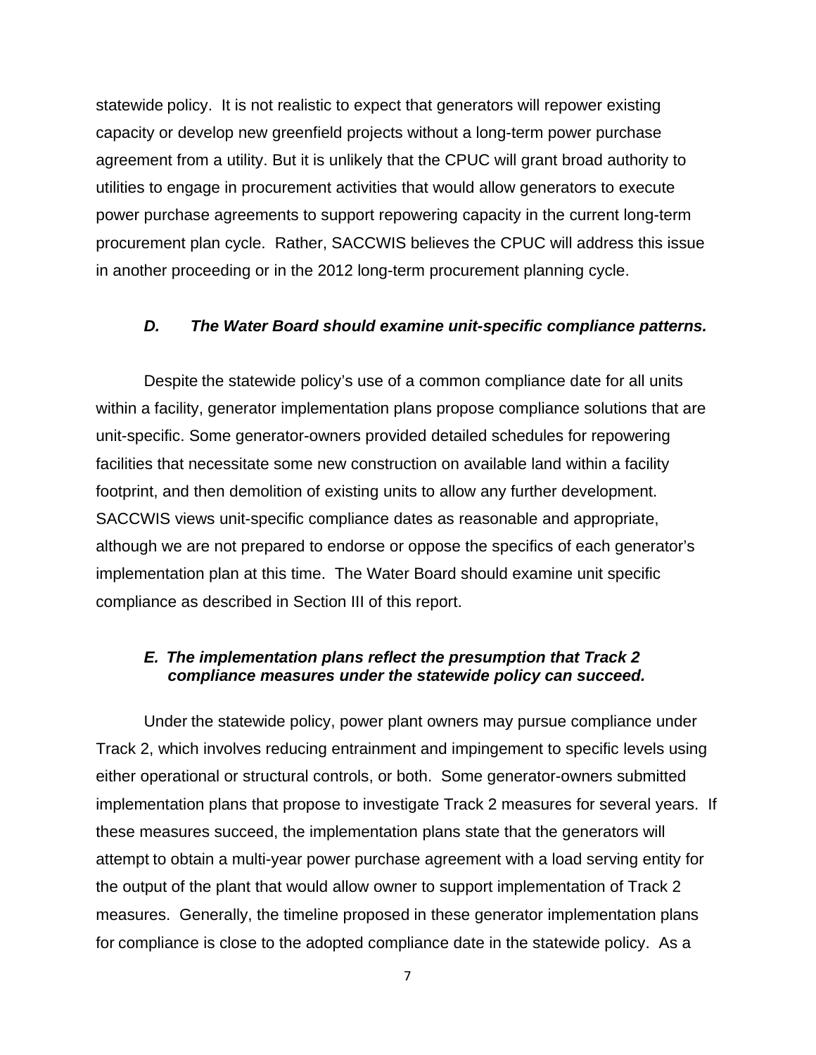statewide policy. It is not realistic to expect that generators will repower existing capacity or develop new greenfield projects without a long-term power purchase agreement from a utility. But it is unlikely that the CPUC will grant broad authority to utilities to engage in procurement activities that would allow generators to execute power purchase agreements to support repowering capacity in the current long-term procurement plan cycle. Rather, SACCWIS believes the CPUC will address this issue in another proceeding or in the 2012 long-term procurement planning cycle.

### *D. The Water Board should examine unit-specific compliance patterns.*

Despite the statewide policy's use of a common compliance date for all units within a facility, generator implementation plans propose compliance solutions that are unit-specific. Some generator-owners provided detailed schedules for repowering facilities that necessitate some new construction on available land within a facility footprint, and then demolition of existing units to allow any further development. SACCWIS views unit-specific compliance dates as reasonable and appropriate, although we are not prepared to endorse or oppose the specifics of each generator's implementation plan at this time. The Water Board should examine unit specific compliance as described in Section III of this report.

### *E. The implementation plans reflect the presumption that Track 2 compliance measures under the statewide policy can succeed.*

Under the statewide policy, power plant owners may pursue compliance under Track 2, which involves reducing entrainment and impingement to specific levels using either operational or structural controls, or both. Some generator-owners submitted implementation plans that propose to investigate Track 2 measures for several years. If these measures succeed, the implementation plans state that the generators will attempt to obtain a multi-year power purchase agreement with a load serving entity for the output of the plant that would allow owner to support implementation of Track 2 measures. Generally, the timeline proposed in these generator implementation plans for compliance is close to the adopted compliance date in the statewide policy. As a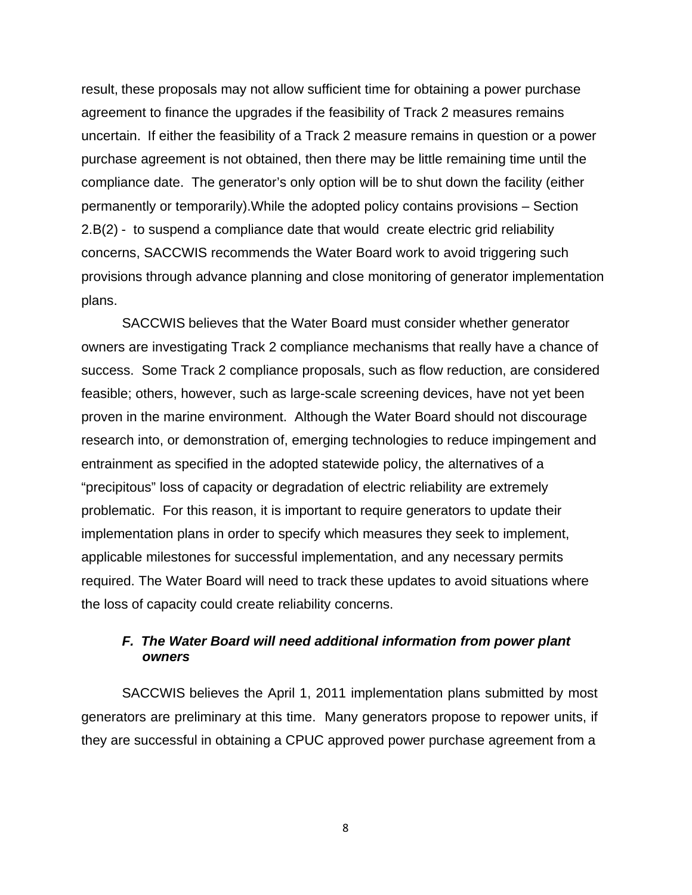result, these proposals may not allow sufficient time for obtaining a power purchase agreement to finance the upgrades if the feasibility of Track 2 measures remains uncertain. If either the feasibility of a Track 2 measure remains in question or a power purchase agreement is not obtained, then there may be little remaining time until the compliance date. The generator's only option will be to shut down the facility (either permanently or temporarily).While the adopted policy contains provisions – Section 2.B(2) - to suspend a compliance date that would create electric grid reliability concerns, SACCWIS recommends the Water Board work to avoid triggering such provisions through advance planning and close monitoring of generator implementation plans.

SACCWIS believes that the Water Board must consider whether generator owners are investigating Track 2 compliance mechanisms that really have a chance of success. Some Track 2 compliance proposals, such as flow reduction, are considered feasible; others, however, such as large-scale screening devices, have not yet been proven in the marine environment. Although the Water Board should not discourage research into, or demonstration of, emerging technologies to reduce impingement and entrainment as specified in the adopted statewide policy, the alternatives of a "precipitous" loss of capacity or degradation of electric reliability are extremely problematic. For this reason, it is important to require generators to update their implementation plans in order to specify which measures they seek to implement, applicable milestones for successful implementation, and any necessary permits required. The Water Board will need to track these updates to avoid situations where the loss of capacity could create reliability concerns.

### *F. The Water Board will need additional information from power plant owners*

SACCWIS believes the April 1, 2011 implementation plans submitted by most generators are preliminary at this time. Many generators propose to repower units, if they are successful in obtaining a CPUC approved power purchase agreement from a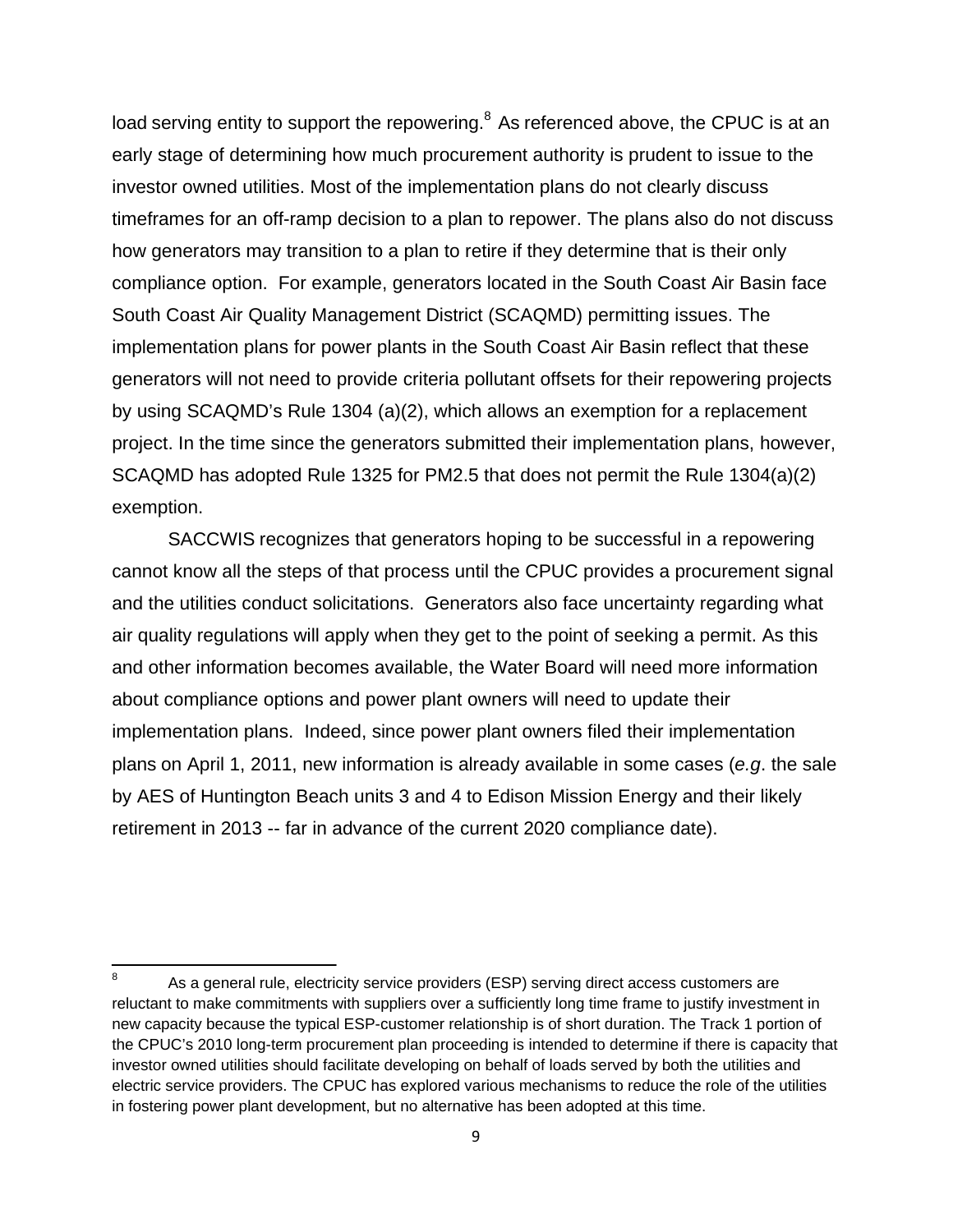load serving entity to support the repowering.[8] As referenced above, the CPUC is at an early stage of determining how much procurement authority is prudent to issue to the investor owned utilities. Most of the implementation plans do not clearly discuss timeframes for an off-ramp decision to a plan to repower. The plans also do not discuss how generators may transition to a plan to retire if they determine that is their only compliance option. For example, generators located in the South Coast Air Basin face South Coast Air Quality Management District (SCAQMD) permitting issues. The implementation plans for power plants in the South Coast Air Basin reflect that these generators will not need to provide criteria pollutant offsets for their repowering projects by using SCAQMD's Rule 1304 (a)(2), which allows an exemption for a replacement project. In the time since the generators submitted their implementation plans, however, SCAQMD has adopted Rule 1325 for PM2.5 that does not permit the Rule 1304(a)(2) exemption.

SACCWIS recognizes that generators hoping to be successful in a repowering cannot know all the steps of that process until the CPUC provides a procurement signal and the utilities conduct solicitations. Generators also face uncertainty regarding what air quality regulations will apply when they get to the point of seeking a permit. As this and other information becomes available, the Water Board will need more information about compliance options and power plant owners will need to update their implementation plans. Indeed, since power plant owners filed their implementation plans on April 1, 2011, new information is already available in some cases (*e.g*. the sale by AES of Huntington Beach units 3 and 4 to Edison Mission Energy and their likely retirement in 2013 -- far in advance of the current 2020 compliance date).

---

[8] As a general rule, electricity service providers (ESP) serving direct access customers are reluctant to make commitments with suppliers over a sufficiently long time frame to justify investment in new capacity because the typical ESP-customer relationship is of short duration. The Track 1 portion of the CPUC's 2010 long-term procurement plan proceeding is intended to determine if there is capacity that investor owned utilities should facilitate developing on behalf of loads served by both the utilities and electric service providers. The CPUC has explored various mechanisms to reduce the role of the utilities in fostering power plant development, but no alternative has been adopted at this time.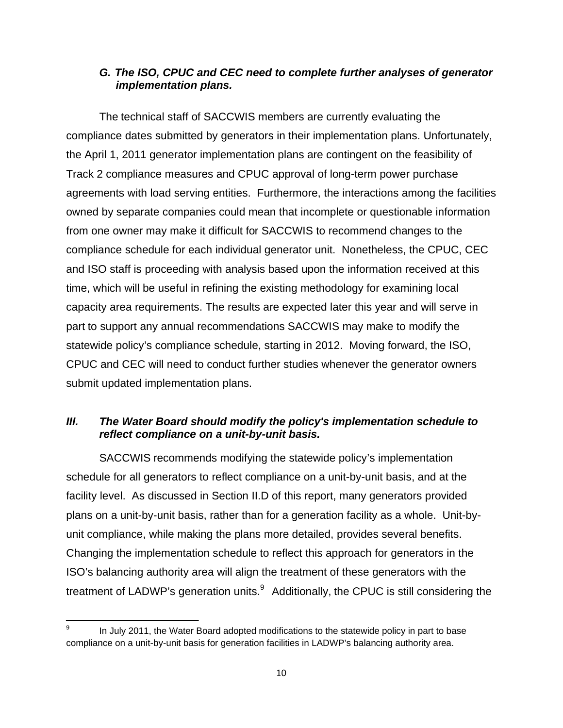### *G. The ISO, CPUC and CEC need to complete further analyses of generator implementation plans.*

The technical staff of SACCWIS members are currently evaluating the compliance dates submitted by generators in their implementation plans. Unfortunately, the April 1, 2011 generator implementation plans are contingent on the feasibility of Track 2 compliance measures and CPUC approval of long-term power purchase agreements with load serving entities. Furthermore, the interactions among the facilities owned by separate companies could mean that incomplete or questionable information from one owner may make it difficult for SACCWIS to recommend changes to the compliance schedule for each individual generator unit. Nonetheless, the CPUC, CEC and ISO staff is proceeding with analysis based upon the information received at this time, which will be useful in refining the existing methodology for examining local capacity area requirements. The results are expected later this year and will serve in part to support any annual recommendations SACCWIS may make to modify the statewide policy's compliance schedule, starting in 2012. Moving forward, the ISO, CPUC and CEC will need to conduct further studies whenever the generator owners submit updated implementation plans.

## *III. The Water Board should modify the policy's implementation schedule to reflect compliance on a unit-by-unit basis.*

SACCWIS recommends modifying the statewide policy's implementation schedule for all generators to reflect compliance on a unit-by-unit basis, and at the facility level. As discussed in Section II.D of this report, many generators provided plans on a unit-by-unit basis, rather than for a generation facility as a whole. Unit-by-unit compliance, while making the plans more detailed, provides several benefits. Changing the implementation schedule to reflect this approach for generators in the ISO's balancing authority area will align the treatment of these generators with the treatment of LADWP's generation units.[9] Additionally, the CPUC is still considering the

---

[9] In July 2011, the Water Board adopted modifications to the statewide policy in part to base compliance on a unit-by-unit basis for generation facilities in LADWP's balancing authority area.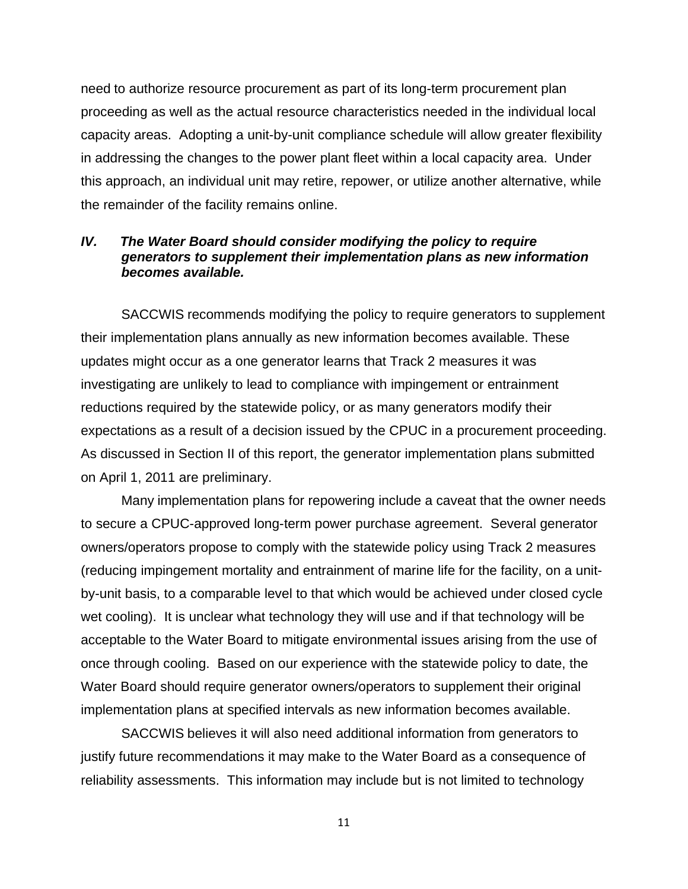need to authorize resource procurement as part of its long-term procurement plan proceeding as well as the actual resource characteristics needed in the individual local capacity areas. Adopting a unit-by-unit compliance schedule will allow greater flexibility in addressing the changes to the power plant fleet within a local capacity area. Under this approach, an individual unit may retire, repower, or utilize another alternative, while the remainder of the facility remains online.

## *IV. The Water Board should consider modifying the policy to require generators to supplement their implementation plans as new information becomes available.*

SACCWIS recommends modifying the policy to require generators to supplement their implementation plans annually as new information becomes available. These updates might occur as a one generator learns that Track 2 measures it was investigating are unlikely to lead to compliance with impingement or entrainment reductions required by the statewide policy, or as many generators modify their expectations as a result of a decision issued by the CPUC in a procurement proceeding. As discussed in Section II of this report, the generator implementation plans submitted on April 1, 2011 are preliminary.

Many implementation plans for repowering include a caveat that the owner needs to secure a CPUC-approved long-term power purchase agreement. Several generator owners/operators propose to comply with the statewide policy using Track 2 measures (reducing impingement mortality and entrainment of marine life for the facility, on a unit-by-unit basis, to a comparable level to that which would be achieved under closed cycle wet cooling). It is unclear what technology they will use and if that technology will be acceptable to the Water Board to mitigate environmental issues arising from the use of once through cooling. Based on our experience with the statewide policy to date, the Water Board should require generator owners/operators to supplement their original implementation plans at specified intervals as new information becomes available.

SACCWIS believes it will also need additional information from generators to justify future recommendations it may make to the Water Board as a consequence of reliability assessments. This information may include but is not limited to technology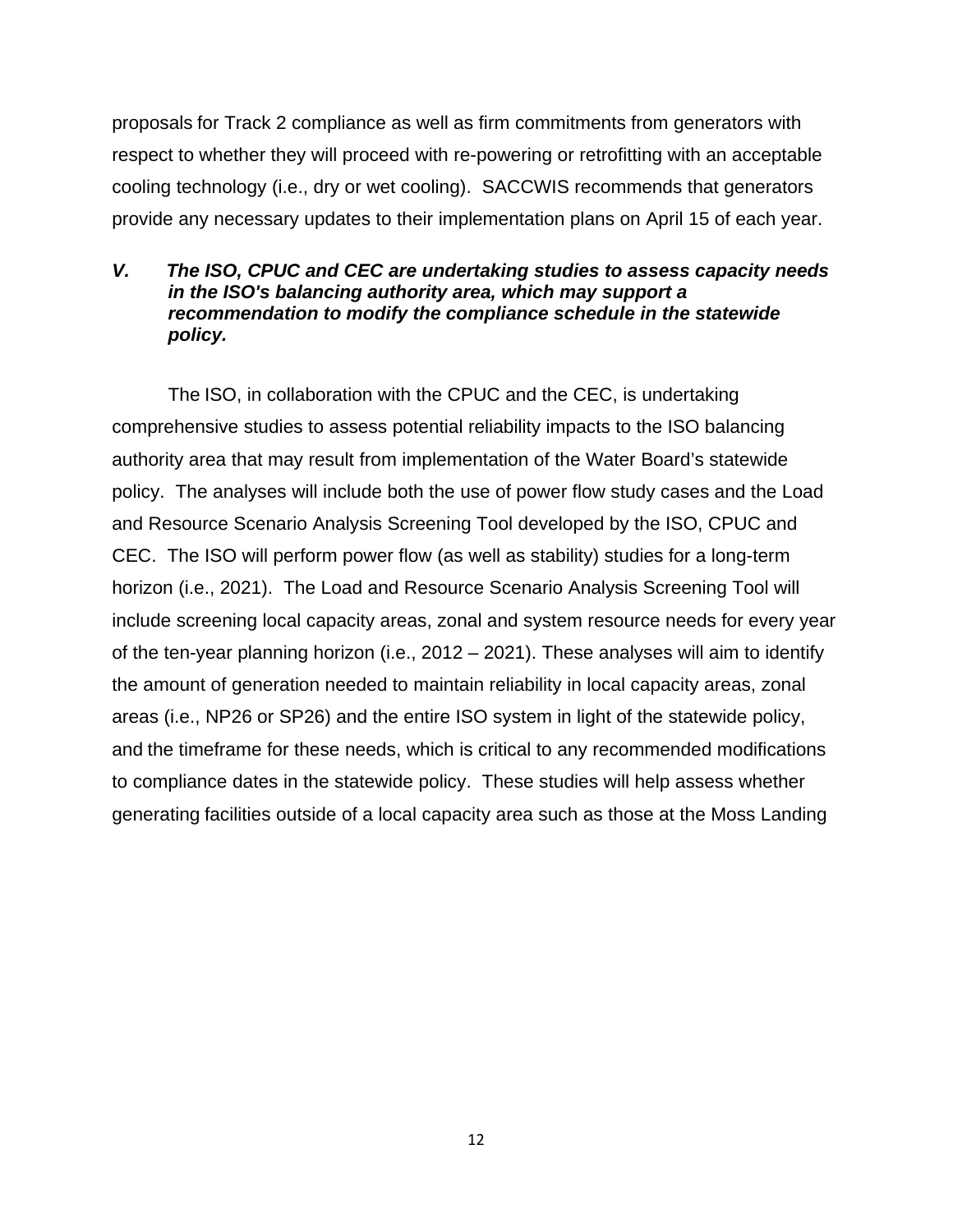proposals for Track 2 compliance as well as firm commitments from generators with respect to whether they will proceed with re-powering or retrofitting with an acceptable cooling technology (i.e., dry or wet cooling). SACCWIS recommends that generators provide any necessary updates to their implementation plans on April 15 of each year.

### *V. The ISO, CPUC and CEC are undertaking studies to assess capacity needs in the ISO's balancing authority area, which may support a recommendation to modify the compliance schedule in the statewide policy.*

The ISO, in collaboration with the CPUC and the CEC, is undertaking comprehensive studies to assess potential reliability impacts to the ISO balancing authority area that may result from implementation of the Water Board's statewide policy. The analyses will include both the use of power flow study cases and the Load and Resource Scenario Analysis Screening Tool developed by the ISO, CPUC and CEC. The ISO will perform power flow (as well as stability) studies for a long-term horizon (i.e., 2021). The Load and Resource Scenario Analysis Screening Tool will include screening local capacity areas, zonal and system resource needs for every year of the ten-year planning horizon (i.e., 2012 – 2021). These analyses will aim to identify the amount of generation needed to maintain reliability in local capacity areas, zonal areas (i.e., NP26 or SP26) and the entire ISO system in light of the statewide policy, and the timeframe for these needs, which is critical to any recommended modifications to compliance dates in the statewide policy. These studies will help assess whether generating facilities outside of a local capacity area such as those at the Moss Landing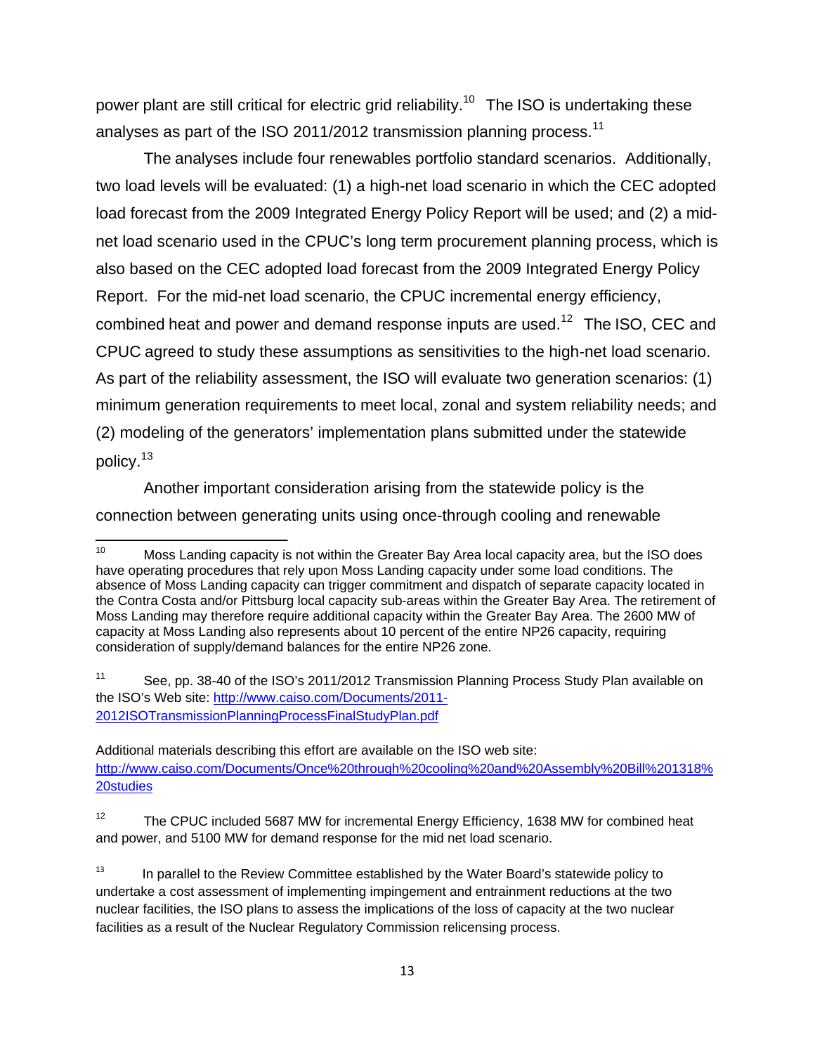power plant are still critical for electric grid reliability.[10] The ISO is undertaking these analyses as part of the ISO 2011/2012 transmission planning process.[11]

The analyses include four renewables portfolio standard scenarios. Additionally, two load levels will be evaluated: (1) a high-net load scenario in which the CEC adopted load forecast from the 2009 Integrated Energy Policy Report will be used; and (2) a mid-net load scenario used in the CPUC's long term procurement planning process, which is also based on the CEC adopted load forecast from the 2009 Integrated Energy Policy Report. For the mid-net load scenario, the CPUC incremental energy efficiency, combined heat and power and demand response inputs are used.[12] The ISO, CEC and CPUC agreed to study these assumptions as sensitivities to the high-net load scenario. As part of the reliability assessment, the ISO will evaluate two generation scenarios: (1) minimum generation requirements to meet local, zonal and system reliability needs; and (2) modeling of the generators' implementation plans submitted under the statewide policy.[13]

Another important consideration arising from the statewide policy is the connection between generating units using once-through cooling and renewable

---

[10] Moss Landing capacity is not within the Greater Bay Area local capacity area, but the ISO does have operating procedures that rely upon Moss Landing capacity under some load conditions. The absence of Moss Landing capacity can trigger commitment and dispatch of separate capacity located in the Contra Costa and/or Pittsburg local capacity sub-areas within the Greater Bay Area. The retirement of Moss Landing may therefore require additional capacity within the Greater Bay Area. The 2600 MW of capacity at Moss Landing also represents about 10 percent of the entire NP26 capacity, requiring consideration of supply/demand balances for the entire NP26 zone.

[11] See, pp. 38-40 of the ISO's 2011/2012 Transmission Planning Process Study Plan available on the ISO's Web site: [http://www.caiso.com/Documents/2011-2012ISOTransmissionPlanningProcessFinalStudyPlan.pdf](http://www.caiso.com/Documents/2011-2012ISOTransmissionPlanningProcessFinalStudyPlan.pdf)

Additional materials describing this effort are available on the ISO web site: [http://www.caiso.com/Documents/Once%20through%20cooling%20and%20Assembly%20Bill%201318%20studies](http://www.caiso.com/Documents/Once%20through%20cooling%20and%20Assembly%20Bill%201318%20studies)

[12] The CPUC included 5687 MW for incremental Energy Efficiency, 1638 MW for combined heat and power, and 5100 MW for demand response for the mid net load scenario.

[13] In parallel to the Review Committee established by the Water Board's statewide policy to undertake a cost assessment of implementing impingement and entrainment reductions at the two nuclear facilities, the ISO plans to assess the implications of the loss of capacity at the two nuclear facilities as a result of the Nuclear Regulatory Commission relicensing process.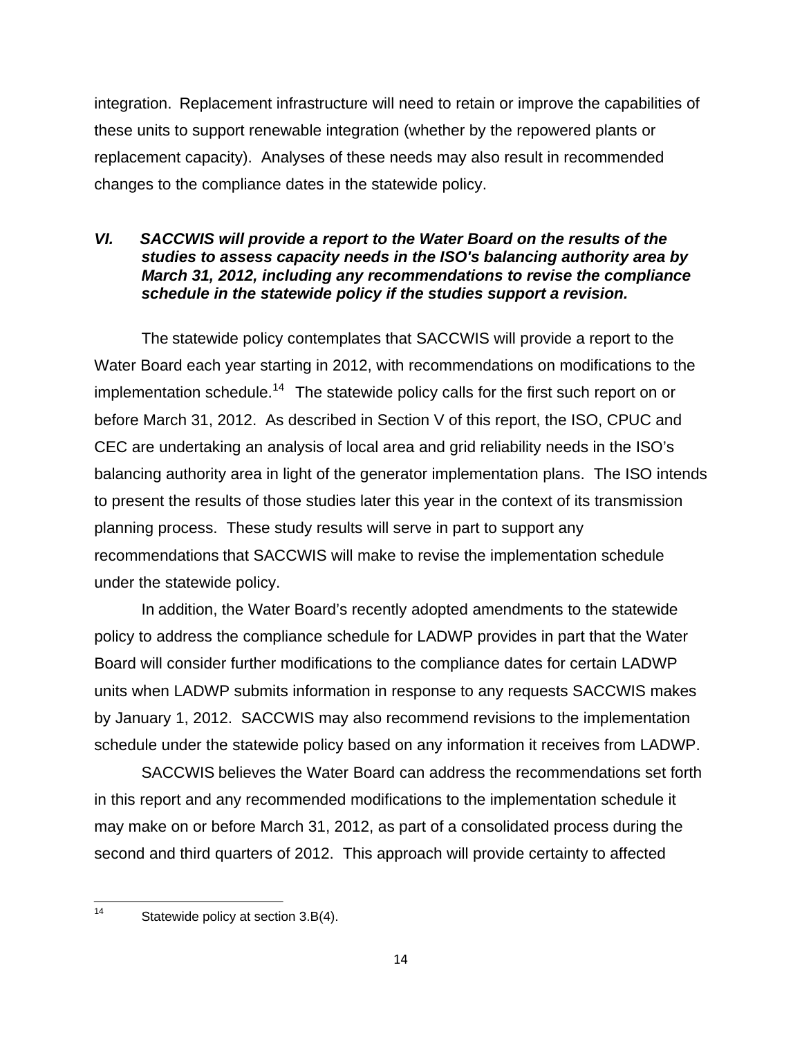integration. Replacement infrastructure will need to retain or improve the capabilities of these units to support renewable integration (whether by the repowered plants or replacement capacity). Analyses of these needs may also result in recommended changes to the compliance dates in the statewide policy.

## *VI. SACCWIS will provide a report to the Water Board on the results of the studies to assess capacity needs in the ISO's balancing authority area by March 31, 2012, including any recommendations to revise the compliance schedule in the statewide policy if the studies support a revision.*

The statewide policy contemplates that SACCWIS will provide a report to the Water Board each year starting in 2012, with recommendations on modifications to the implementation schedule.[14] The statewide policy calls for the first such report on or before March 31, 2012. As described in Section V of this report, the ISO, CPUC and CEC are undertaking an analysis of local area and grid reliability needs in the ISO's balancing authority area in light of the generator implementation plans. The ISO intends to present the results of those studies later this year in the context of its transmission planning process. These study results will serve in part to support any recommendations that SACCWIS will make to revise the implementation schedule under the statewide policy.

In addition, the Water Board's recently adopted amendments to the statewide policy to address the compliance schedule for LADWP provides in part that the Water Board will consider further modifications to the compliance dates for certain LADWP units when LADWP submits information in response to any requests SACCWIS makes by January 1, 2012. SACCWIS may also recommend revisions to the implementation schedule under the statewide policy based on any information it receives from LADWP.

SACCWIS believes the Water Board can address the recommendations set forth in this report and any recommended modifications to the implementation schedule it may make on or before March 31, 2012, as part of a consolidated process during the second and third quarters of 2012. This approach will provide certainty to affected

---

[14] Statewide policy at section 3.B(4).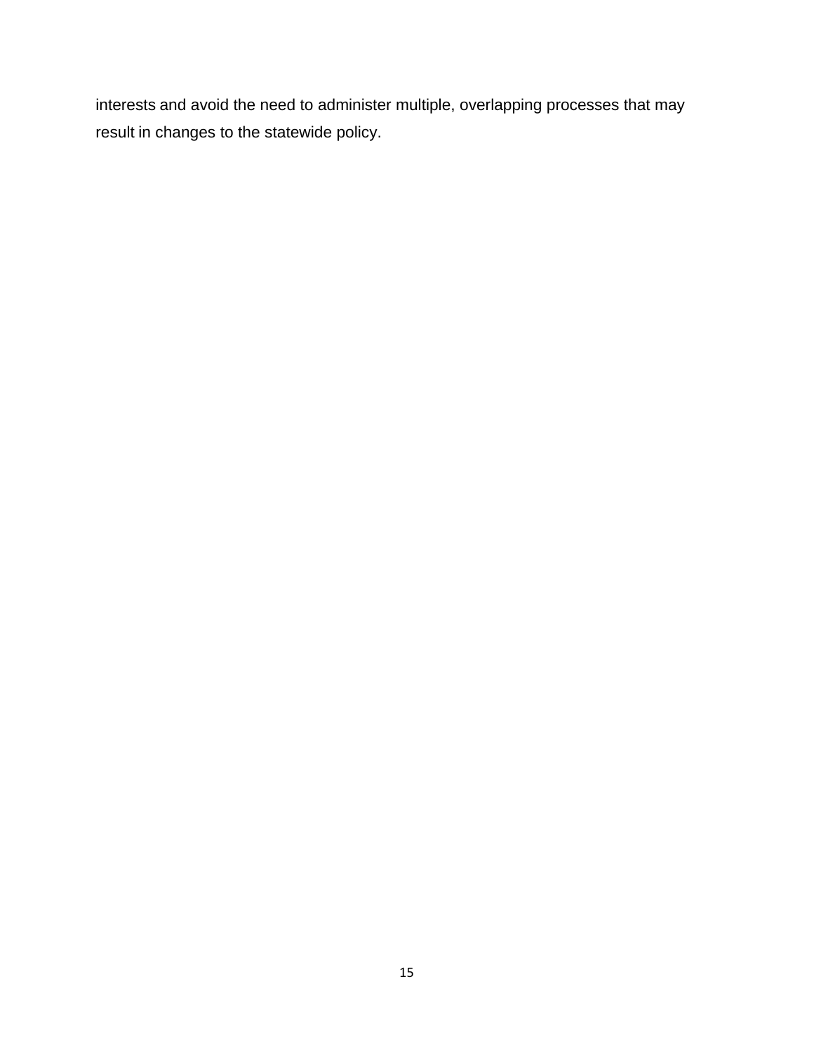interests and avoid the need to administer multiple, overlapping processes that may result in changes to the statewide policy.